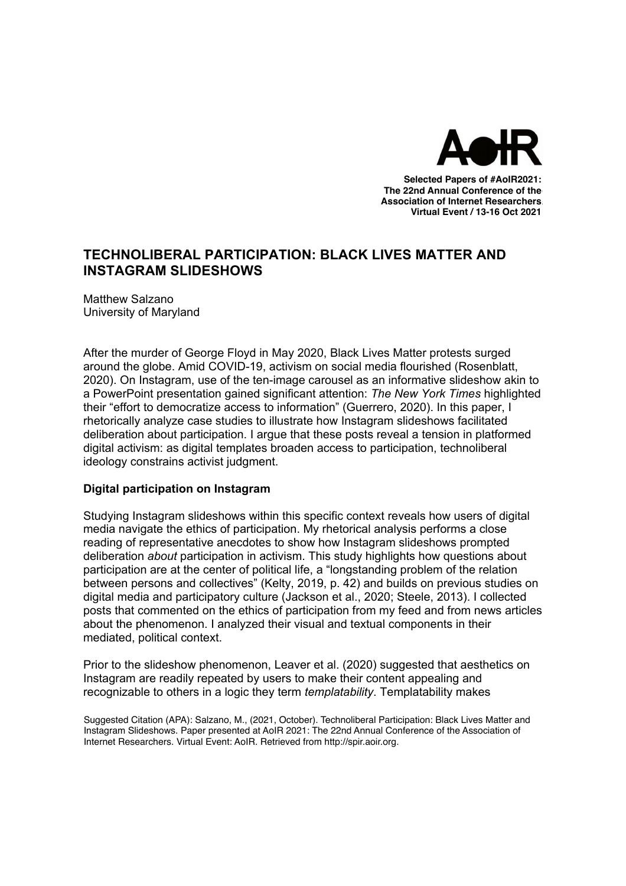Selected Papers of #AoIR2021:
The 22nd Annual Conference of the
Association of Internet Researchers
Virtual Event / 13-16 Oct 2021

# TECHNOLIBERAL PARTICIPATION: BLACK LIVES MATTER AND INSTAGRAM SLIDESHOWS

Matthew Salzano
University of Maryland

After the murder of George Floyd in May 2020, Black Lives Matter protests surged around the globe. Amid COVID-19, activism on social media flourished (Rosenblatt, 2020). On Instagram, use of the ten-image carousel as an informative slideshow akin to a PowerPoint presentation gained significant attention: *The New York Times* highlighted their "effort to democratize access to information" (Guerrero, 2020). In this paper, I rhetorically analyze case studies to illustrate how Instagram slideshows facilitated deliberation about participation. I argue that these posts reveal a tension in platformed digital activism: as digital templates broaden access to participation, technoliberal ideology constrains activist judgment.

**Digital participation on Instagram**

Studying Instagram slideshows within this specific context reveals how users of digital media navigate the ethics of participation. My rhetorical analysis performs a close reading of representative anecdotes to show how Instagram slideshows prompted deliberation *about* participation in activism. This study highlights how questions about participation are at the center of political life, a "longstanding problem of the relation between persons and collectives" (Kelty, 2019, p. 42) and builds on previous studies on digital media and participatory culture (Jackson et al., 2020; Steele, 2013). I collected posts that commented on the ethics of participation from my feed and from news articles about the phenomenon. I analyzed their visual and textual components in their mediated, political context.

Prior to the slideshow phenomenon, Leaver et al. (2020) suggested that aesthetics on Instagram are readily repeated by users to make their content appealing and recognizable to others in a logic they term *templatability*. Templatability makes

Suggested Citation (APA): Salzano, M., (2021, October). Technoliberal Participation: Black Lives Matter and Instagram Slideshows. Paper presented at AoIR 2021: The 22nd Annual Conference of the Association of Internet Researchers. Virtual Event: AoIR. Retrieved from http://spir.aoir.org.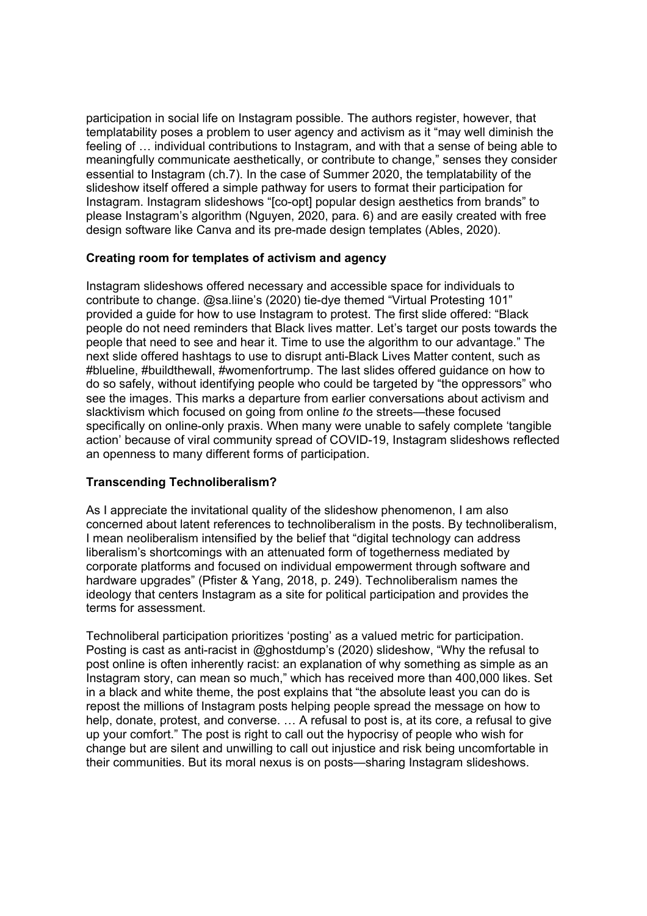participation in social life on Instagram possible. The authors register, however, that templatability poses a problem to user agency and activism as it "may well diminish the feeling of … individual contributions to Instagram, and with that a sense of being able to meaningfully communicate aesthetically, or contribute to change," senses they consider essential to Instagram (ch.7). In the case of Summer 2020, the templatability of the slideshow itself offered a simple pathway for users to format their participation for Instagram. Instagram slideshows "[co-opt] popular design aesthetics from brands" to please Instagram's algorithm (Nguyen, 2020, para. 6) and are easily created with free design software like Canva and its pre-made design templates (Ables, 2020).

**Creating room for templates of activism and agency**

Instagram slideshows offered necessary and accessible space for individuals to contribute to change. @sa.liine's (2020) tie-dye themed "Virtual Protesting 101" provided a guide for how to use Instagram to protest. The first slide offered: "Black people do not need reminders that Black lives matter. Let's target our posts towards the people that need to see and hear it. Time to use the algorithm to our advantage." The next slide offered hashtags to use to disrupt anti-Black Lives Matter content, such as #blueline, #buildthewall, #womenfortrump. The last slides offered guidance on how to do so safely, without identifying people who could be targeted by "the oppressors" who see the images. This marks a departure from earlier conversations about activism and slacktivism which focused on going from online *to* the streets—these focused specifically on online-only praxis. When many were unable to safely complete 'tangible action' because of viral community spread of COVID-19, Instagram slideshows reflected an openness to many different forms of participation.

**Transcending Technoliberalism?**

As I appreciate the invitational quality of the slideshow phenomenon, I am also concerned about latent references to technoliberalism in the posts. By technoliberalism, I mean neoliberalism intensified by the belief that "digital technology can address liberalism's shortcomings with an attenuated form of togetherness mediated by corporate platforms and focused on individual empowerment through software and hardware upgrades" (Pfister & Yang, 2018, p. 249). Technoliberalism names the ideology that centers Instagram as a site for political participation and provides the terms for assessment.

Technoliberal participation prioritizes 'posting' as a valued metric for participation. Posting is cast as anti-racist in @ghostdump's (2020) slideshow, "Why the refusal to post online is often inherently racist: an explanation of why something as simple as an Instagram story, can mean so much," which has received more than 400,000 likes. Set in a black and white theme, the post explains that "the absolute least you can do is repost the millions of Instagram posts helping people spread the message on how to help, donate, protest, and converse. … A refusal to post is, at its core, a refusal to give up your comfort." The post is right to call out the hypocrisy of people who wish for change but are silent and unwilling to call out injustice and risk being uncomfortable in their communities. But its moral nexus is on posts—sharing Instagram slideshows.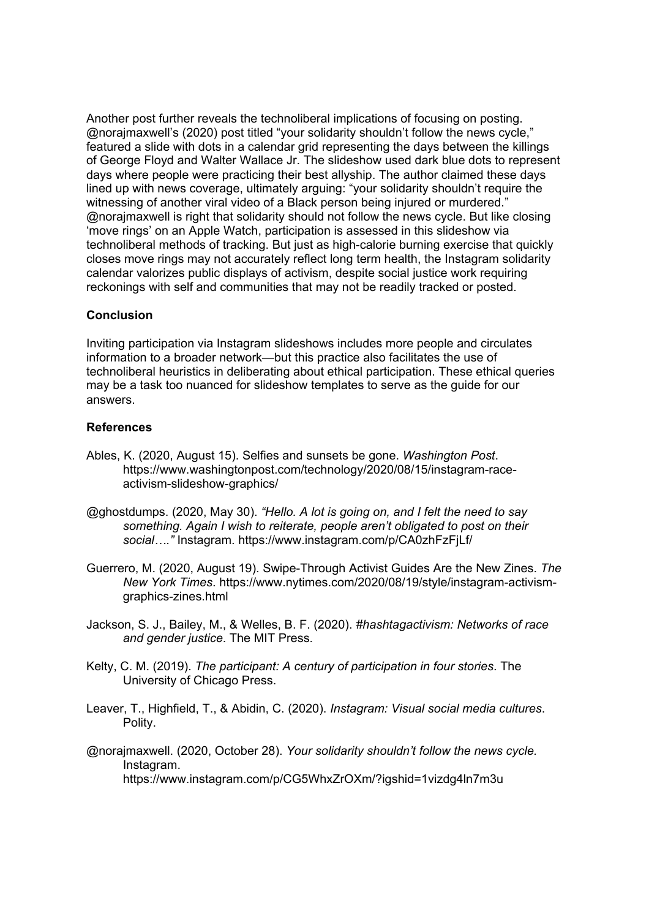Another post further reveals the technoliberal implications of focusing on posting. @norajmaxwell's (2020) post titled "your solidarity shouldn't follow the news cycle," featured a slide with dots in a calendar grid representing the days between the killings of George Floyd and Walter Wallace Jr. The slideshow used dark blue dots to represent days where people were practicing their best allyship. The author claimed these days lined up with news coverage, ultimately arguing: "your solidarity shouldn't require the witnessing of another viral video of a Black person being injured or murdered." @norajmaxwell is right that solidarity should not follow the news cycle. But like closing 'move rings' on an Apple Watch, participation is assessed in this slideshow via technoliberal methods of tracking. But just as high-calorie burning exercise that quickly closes move rings may not accurately reflect long term health, the Instagram solidarity calendar valorizes public displays of activism, despite social justice work requiring reckonings with self and communities that may not be readily tracked or posted.

## Conclusion

Inviting participation via Instagram slideshows includes more people and circulates information to a broader network—but this practice also facilitates the use of technoliberal heuristics in deliberating about ethical participation. These ethical queries may be a task too nuanced for slideshow templates to serve as the guide for our answers.

## References

Ables, K. (2020, August 15). Selfies and sunsets be gone. *Washington Post*. https://www.washingtonpost.com/technology/2020/08/15/instagram-race-activism-slideshow-graphics/

@ghostdumps. (2020, May 30). *"Hello. A lot is going on, and I felt the need to say something. Again I wish to reiterate, people aren't obligated to post on their social…."* Instagram. https://www.instagram.com/p/CA0zhFzFjLf/

Guerrero, M. (2020, August 19). Swipe-Through Activist Guides Are the New Zines. *The New York Times*. https://www.nytimes.com/2020/08/19/style/instagram-activism-graphics-zines.html

Jackson, S. J., Bailey, M., & Welles, B. F. (2020). *#hashtagactivism: Networks of race and gender justice*. The MIT Press.

Kelty, C. M. (2019). *The participant: A century of participation in four stories*. The University of Chicago Press.

Leaver, T., Highfield, T., & Abidin, C. (2020). *Instagram: Visual social media cultures*. Polity.

@norajmaxwell. (2020, October 28). *Your solidarity shouldn't follow the news cycle.* Instagram. https://www.instagram.com/p/CG5WhxZrOXm/?igshid=1vizdg4ln7m3u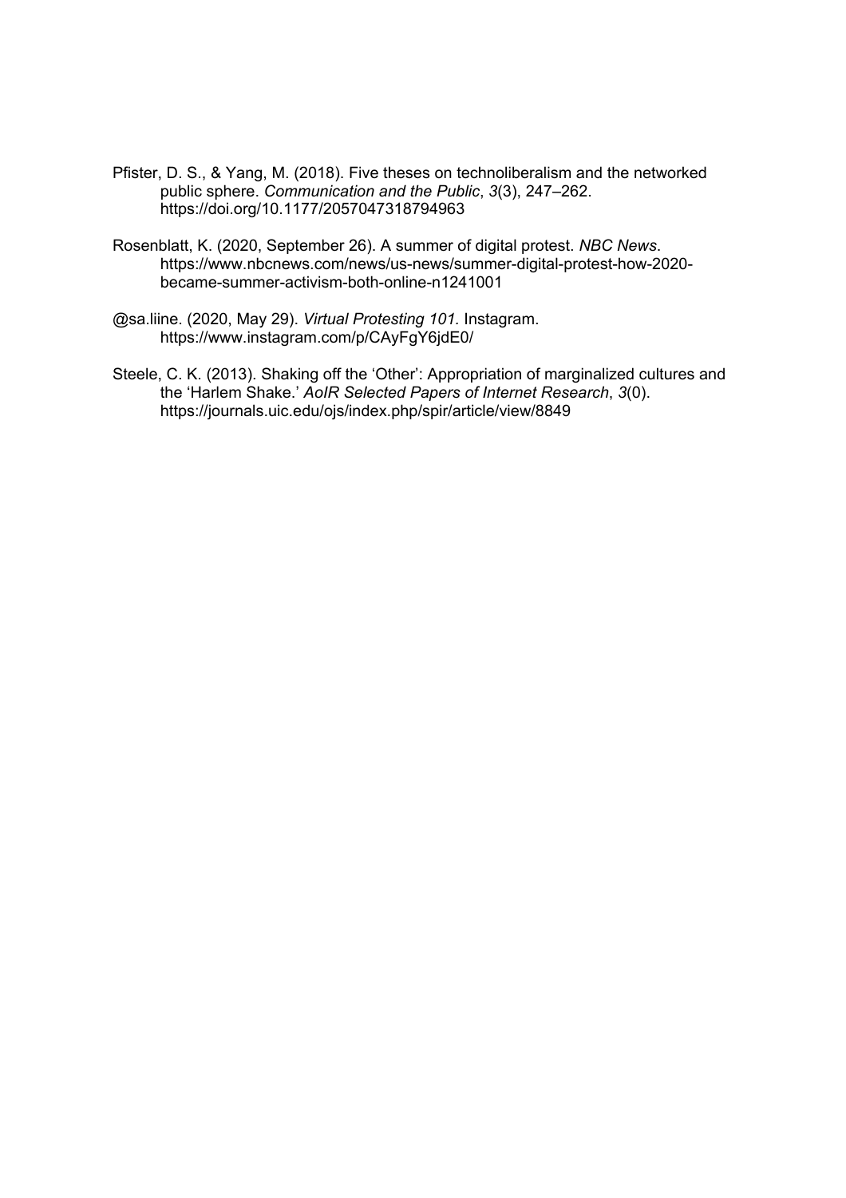Pfister, D. S., & Yang, M. (2018). Five theses on technoliberalism and the networked public sphere. *Communication and the Public*, *3*(3), 247–262. https://doi.org/10.1177/2057047318794963

Rosenblatt, K. (2020, September 26). A summer of digital protest. *NBC News*. https://www.nbcnews.com/news/us-news/summer-digital-protest-how-2020-became-summer-activism-both-online-n1241001

@sa.liine. (2020, May 29). *Virtual Protesting 101.* Instagram. https://www.instagram.com/p/CAyFgY6jdE0/

Steele, C. K. (2013). Shaking off the 'Other': Appropriation of marginalized cultures and the 'Harlem Shake.' *AoIR Selected Papers of Internet Research*, *3*(0). https://journals.uic.edu/ojs/index.php/spir/article/view/8849